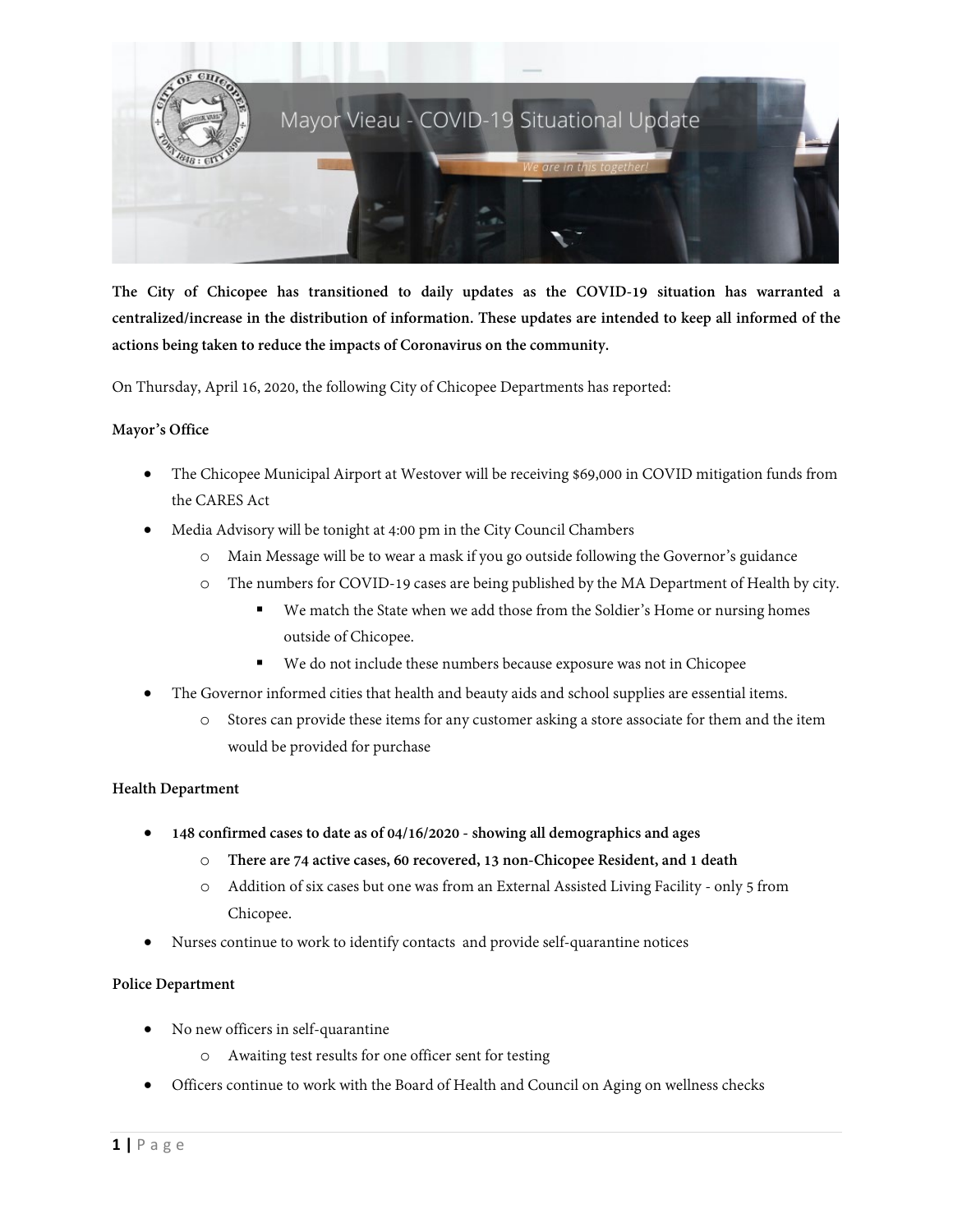# Mayor Vieau - COVID-19 Situational Update

*We are in this together!*

**The City of Chicopee has transitioned to daily updates as the COVID-19 situation has warranted a centralized/increase in the distribution of information. These updates are intended to keep all informed of the actions being taken to reduce the impacts of Coronavirus on the community.**

On Thursday, April 16, 2020, the following City of Chicopee Departments has reported:

**Mayor's Office**

- The Chicopee Municipal Airport at Westover will be receiving $69,000 in COVID mitigation funds from the CARES Act
- Media Advisory will be tonight at 4:00 pm in the City Council Chambers
  - Main Message will be to wear a mask if you go outside following the Governor's guidance
  - The numbers for COVID-19 cases are being published by the MA Department of Health by city.
    - We match the State when we add those from the Soldier's Home or nursing homes outside of Chicopee.
    - We do not include these numbers because exposure was not in Chicopee
- The Governor informed cities that health and beauty aids and school supplies are essential items.
  - Stores can provide these items for any customer asking a store associate for them and the item would be provided for purchase

**Health Department**

- **148 confirmed cases to date as of 04/16/2020 - showing all demographics and ages**
  - **There are 74 active cases, 60 recovered, 13 non-Chicopee Resident, and 1 death**
  - Addition of six cases but one was from an External Assisted Living Facility - only 5 from Chicopee.
- Nurses continue to work to identify contacts and provide self-quarantine notices

**Police Department**

- No new officers in self-quarantine
  - Awaiting test results for one officer sent for testing
- Officers continue to work with the Board of Health and Council on Aging on wellness checks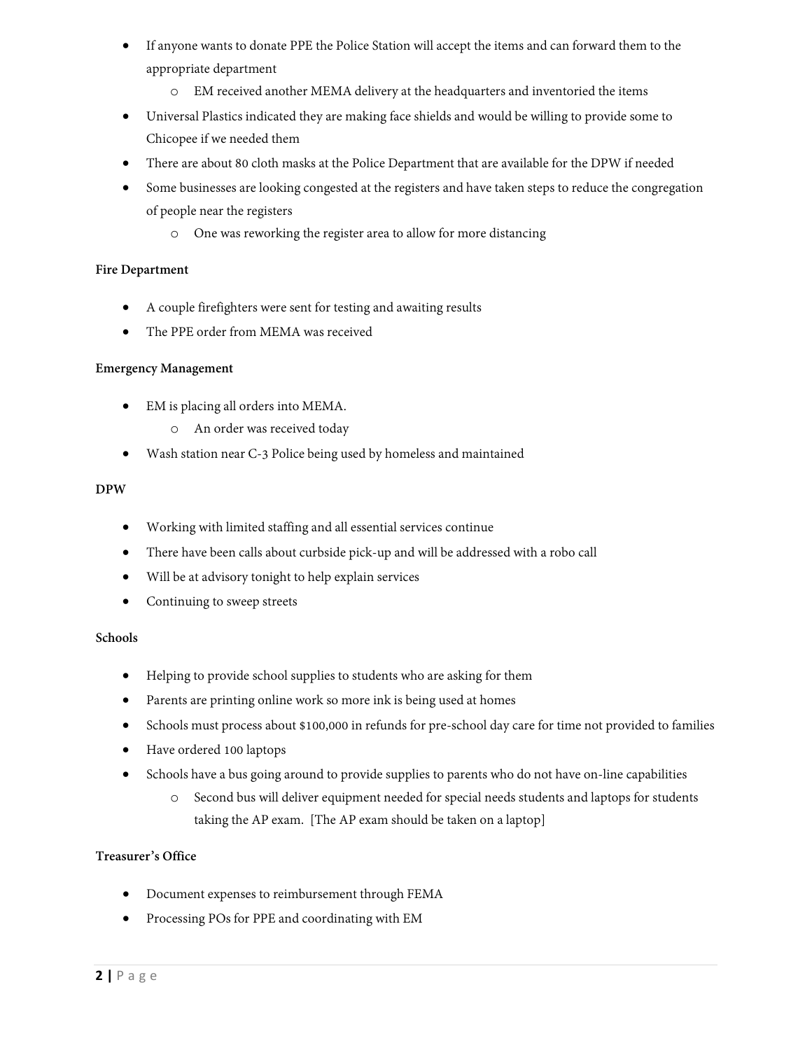- If anyone wants to donate PPE the Police Station will accept the items and can forward them to the appropriate department
    - EM received another MEMA delivery at the headquarters and inventoried the items
- Universal Plastics indicated they are making face shields and would be willing to provide some to Chicopee if we needed them
- There are about 80 cloth masks at the Police Department that are available for the DPW if needed
- Some businesses are looking congested at the registers and have taken steps to reduce the congregation of people near the registers
    - One was reworking the register area to allow for more distancing

**Fire Department**

- A couple firefighters were sent for testing and awaiting results
- The PPE order from MEMA was received

**Emergency Management**

- EM is placing all orders into MEMA.
    - An order was received today
- Wash station near C-3 Police being used by homeless and maintained

**DPW**

- Working with limited staffing and all essential services continue
- There have been calls about curbside pick-up and will be addressed with a robo call
- Will be at advisory tonight to help explain services
- Continuing to sweep streets

**Schools**

- Helping to provide school supplies to students who are asking for them
- Parents are printing online work so more ink is being used at homes
- Schools must process about $100,000 in refunds for pre-school day care for time not provided to families
- Have ordered 100 laptops
- Schools have a bus going around to provide supplies to parents who do not have on-line capabilities
    - Second bus will deliver equipment needed for special needs students and laptops for students taking the AP exam. [The AP exam should be taken on a laptop]

**Treasurer's Office**

- Document expenses to reimbursement through FEMA
- Processing POs for PPE and coordinating with EM